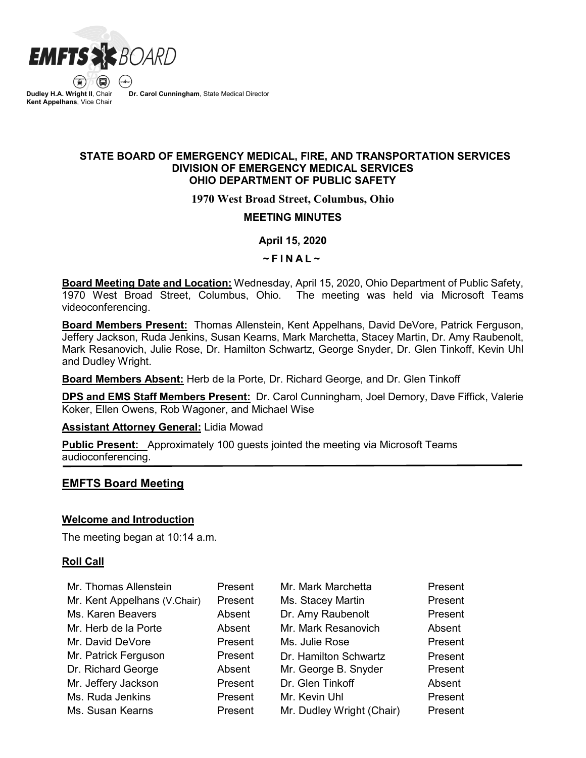**EMFTS BOARD**

**Dudley H.A. Wright II**, Chair **Dr. Carol Cunningham**, State Medical Director
**Kent Appelhans**, Vice Chair

**STATE BOARD OF EMERGENCY MEDICAL, FIRE, AND TRANSPORTATION SERVICES**
**DIVISION OF EMERGENCY MEDICAL SERVICES**
**OHIO DEPARTMENT OF PUBLIC SAFETY**

**1970 West Broad Street, Columbus, Ohio**

**MEETING MINUTES**

**April 15, 2020**

**~ F I N A L ~**

**Board Meeting Date and Location:** Wednesday, April 15, 2020, Ohio Department of Public Safety, 1970 West Broad Street, Columbus, Ohio. The meeting was held via Microsoft Teams videoconferencing.

**Board Members Present:** Thomas Allenstein, Kent Appelhans, David DeVore, Patrick Ferguson, Jeffery Jackson, Ruda Jenkins, Susan Kearns, Mark Marchetta, Stacey Martin, Dr. Amy Raubenolt, Mark Resanovich, Julie Rose, Dr. Hamilton Schwartz, George Snyder, Dr. Glen Tinkoff, Kevin Uhl and Dudley Wright.

**Board Members Absent:** Herb de la Porte, Dr. Richard George, and Dr. Glen Tinkoff

**DPS and EMS Staff Members Present:** Dr. Carol Cunningham, Joel Demory, Dave Fiffick, Valerie Koker, Ellen Owens, Rob Wagoner, and Michael Wise

**Assistant Attorney General:** Lidia Mowad

**Public Present:** Approximately 100 guests jointed the meeting via Microsoft Teams audioconferencing.

## EMFTS Board Meeting

### Welcome and Introduction

The meeting began at 10:14 a.m.

### Roll Call

| | | | |
|---|---|---|---|
| Mr. Thomas Allenstein | Present | Mr. Mark Marchetta | Present |
| Mr. Kent Appelhans (V.Chair) | Present | Ms. Stacey Martin | Present |
| Ms. Karen Beavers | Absent | Dr. Amy Raubenolt | Present |
| Mr. Herb de la Porte | Absent | Mr. Mark Resanovich | Absent |
| Mr. David DeVore | Present | Ms. Julie Rose | Present |
| Mr. Patrick Ferguson | Present | Dr. Hamilton Schwartz | Present |
| Dr. Richard George | Absent | Mr. George B. Snyder | Present |
| Mr. Jeffery Jackson | Present | Dr. Glen Tinkoff | Absent |
| Ms. Ruda Jenkins | Present | Mr. Kevin Uhl | Present |
| Ms. Susan Kearns | Present | Mr. Dudley Wright (Chair) | Present |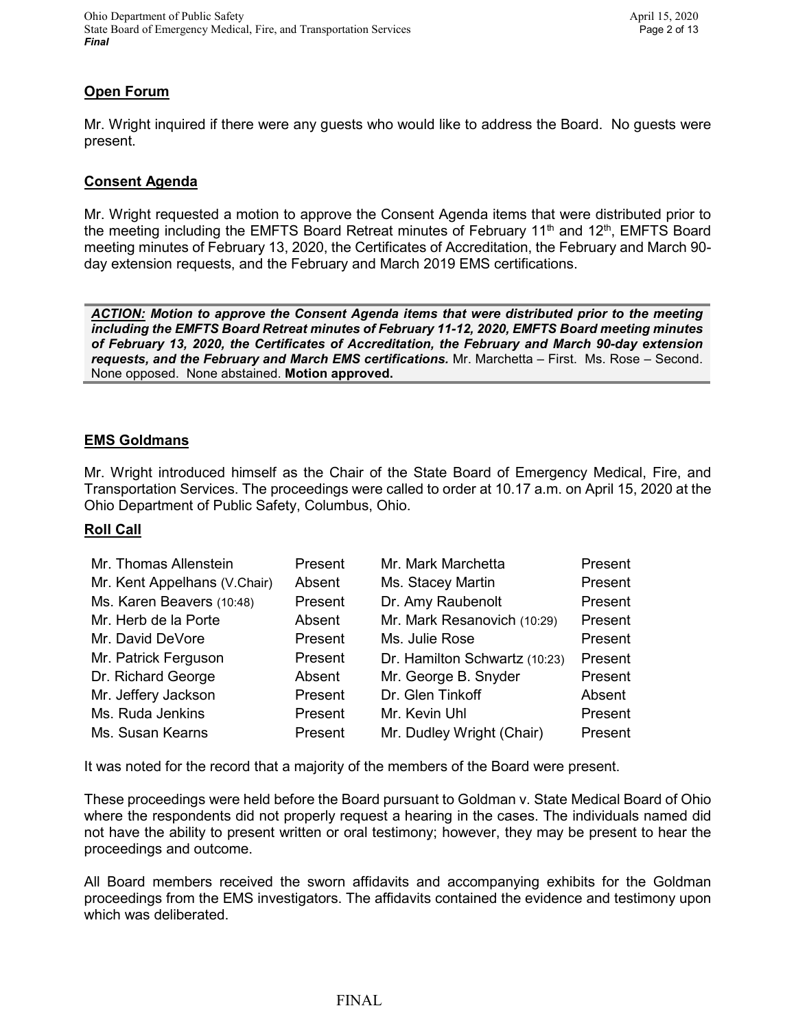## Open Forum

Mr. Wright inquired if there were any guests who would like to address the Board. No guests were present.

## Consent Agenda

Mr. Wright requested a motion to approve the Consent Agenda items that were distributed prior to the meeting including the EMFTS Board Retreat minutes of February 11th and 12th, EMFTS Board meeting minutes of February 13, 2020, the Certificates of Accreditation, the February and March 90-day extension requests, and the February and March 2019 EMS certifications.

***ACTION:*** ***Motion to approve the Consent Agenda items that were distributed prior to the meeting including the EMFTS Board Retreat minutes of February 11-12, 2020, EMFTS Board meeting minutes of February 13, 2020, the Certificates of Accreditation, the February and March 90-day extension requests, and the February and March EMS certifications.*** Mr. Marchetta – First. Ms. Rose – Second. None opposed. None abstained. **Motion approved.**

## EMS Goldmans

Mr. Wright introduced himself as the Chair of the State Board of Emergency Medical, Fire, and Transportation Services. The proceedings were called to order at 10.17 a.m. on April 15, 2020 at the Ohio Department of Public Safety, Columbus, Ohio.

### Roll Call

| | | | |
|---|---|---|---|
| Mr. Thomas Allenstein | Present | Mr. Mark Marchetta | Present |
| Mr. Kent Appelhans (V.Chair) | Absent | Ms. Stacey Martin | Present |
| Ms. Karen Beavers (10:48) | Present | Dr. Amy Raubenolt | Present |
| Mr. Herb de la Porte | Absent | Mr. Mark Resanovich (10:29) | Present |
| Mr. David DeVore | Present | Ms. Julie Rose | Present |
| Mr. Patrick Ferguson | Present | Dr. Hamilton Schwartz (10:23) | Present |
| Dr. Richard George | Absent | Mr. George B. Snyder | Present |
| Mr. Jeffery Jackson | Present | Dr. Glen Tinkoff | Absent |
| Ms. Ruda Jenkins | Present | Mr. Kevin Uhl | Present |
| Ms. Susan Kearns | Present | Mr. Dudley Wright (Chair) | Present |

It was noted for the record that a majority of the members of the Board were present.

These proceedings were held before the Board pursuant to Goldman v. State Medical Board of Ohio where the respondents did not properly request a hearing in the cases. The individuals named did not have the ability to present written or oral testimony; however, they may be present to hear the proceedings and outcome.

All Board members received the sworn affidavits and accompanying exhibits for the Goldman proceedings from the EMS investigators. The affidavits contained the evidence and testimony upon which was deliberated.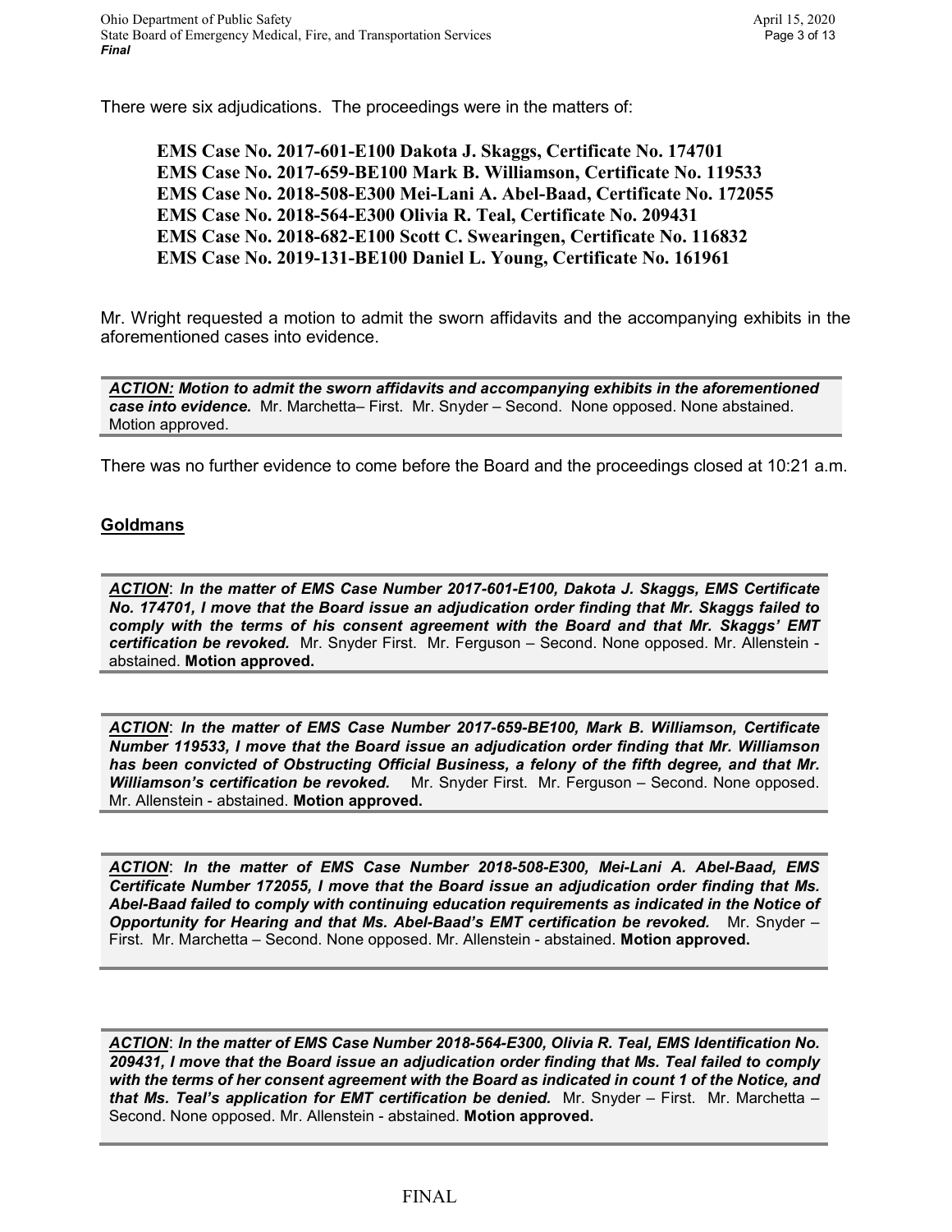There were six adjudications. The proceedings were in the matters of:

> **EMS Case No. 2017-601-E100 Dakota J. Skaggs, Certificate No. 174701**
> **EMS Case No. 2017-659-BE100 Mark B. Williamson, Certificate No. 119533**
> **EMS Case No. 2018-508-E300 Mei-Lani A. Abel-Baad, Certificate No. 172055**
> **EMS Case No. 2018-564-E300 Olivia R. Teal, Certificate No. 209431**
> **EMS Case No. 2018-682-E100 Scott C. Swearingen, Certificate No. 116832**
> **EMS Case No. 2019-131-BE100 Daniel L. Young, Certificate No. 161961**

Mr. Wright requested a motion to admit the sworn affidavits and the accompanying exhibits in the aforementioned cases into evidence.

***ACTION:* Motion to admit the sworn affidavits and accompanying exhibits in the aforementioned case into evidence.** Mr. Marchetta– First. Mr. Snyder – Second. None opposed. None abstained. Motion approved.

There was no further evidence to come before the Board and the proceedings closed at 10:21 a.m.

**Goldmans**

***ACTION*: In the matter of EMS Case Number 2017-601-E100, Dakota J. Skaggs, EMS Certificate No. 174701, I move that the Board issue an adjudication order finding that Mr. Skaggs failed to comply with the terms of his consent agreement with the Board and that Mr. Skaggs' EMT certification be revoked.** Mr. Snyder First. Mr. Ferguson – Second. None opposed. Mr. Allenstein - abstained. **Motion approved.**

***ACTION*: In the matter of EMS Case Number 2017-659-BE100, Mark B. Williamson, Certificate Number 119533, I move that the Board issue an adjudication order finding that Mr. Williamson has been convicted of Obstructing Official Business, a felony of the fifth degree, and that Mr. Williamson's certification be revoked.** Mr. Snyder First. Mr. Ferguson – Second. None opposed. Mr. Allenstein - abstained. **Motion approved.**

***ACTION*: In the matter of EMS Case Number 2018-508-E300, Mei-Lani A. Abel-Baad, EMS Certificate Number 172055, I move that the Board issue an adjudication order finding that Ms. Abel-Baad failed to comply with continuing education requirements as indicated in the Notice of Opportunity for Hearing and that Ms. Abel-Baad's EMT certification be revoked.** Mr. Snyder – First. Mr. Marchetta – Second. None opposed. Mr. Allenstein - abstained. **Motion approved.**

***ACTION*: In the matter of EMS Case Number 2018-564-E300, Olivia R. Teal, EMS Identification No. 209431, I move that the Board issue an adjudication order finding that Ms. Teal failed to comply with the terms of her consent agreement with the Board as indicated in count 1 of the Notice, and that Ms. Teal's application for EMT certification be denied.** Mr. Snyder – First. Mr. Marchetta – Second. None opposed. Mr. Allenstein - abstained. **Motion approved.**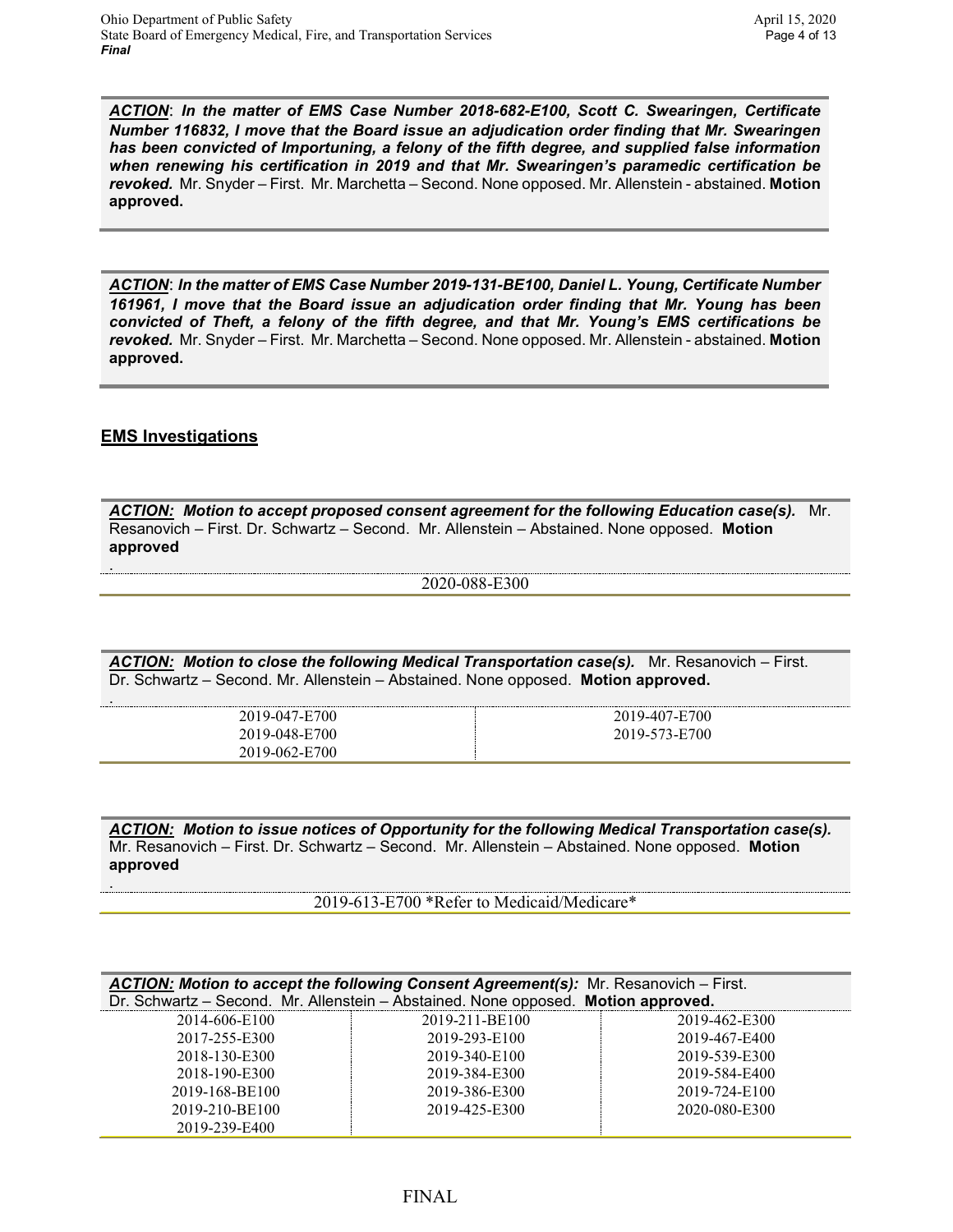***ACTION***: ***In the matter of EMS Case Number 2018-682-E100, Scott C. Swearingen, Certificate Number 116832, I move that the Board issue an adjudication order finding that Mr. Swearingen has been convicted of Importuning, a felony of the fifth degree, and supplied false information when renewing his certification in 2019 and that Mr. Swearingen's paramedic certification be revoked.*** Mr. Snyder – First. Mr. Marchetta – Second. None opposed. Mr. Allenstein - abstained. **Motion approved.**

***ACTION***: ***In the matter of EMS Case Number 2019-131-BE100, Daniel L. Young, Certificate Number 161961, I move that the Board issue an adjudication order finding that Mr. Young has been convicted of Theft, a felony of the fifth degree, and that Mr. Young's EMS certifications be revoked.*** Mr. Snyder – First. Mr. Marchetta – Second. None opposed. Mr. Allenstein - abstained. **Motion approved.**

## EMS Investigations

***ACTION:*** ***Motion to accept proposed consent agreement for the following Education case(s).*** Mr. Resanovich – First. Dr. Schwartz – Second. Mr. Allenstein – Abstained. None opposed. **Motion approved**

.

2020-088-E300

***ACTION:*** ***Motion to close the following Medical Transportation case(s).*** Mr. Resanovich – First. Dr. Schwartz – Second. Mr. Allenstein – Abstained. None opposed. **Motion approved.**

.

| | |
|---|---|
| 2019-047-E700 | 2019-407-E700 |
| 2019-048-E700 | 2019-573-E700 |
| 2019-062-E700 | |

***ACTION:*** ***Motion to issue notices of Opportunity for the following Medical Transportation case(s).*** Mr. Resanovich – First. Dr. Schwartz – Second. Mr. Allenstein – Abstained. None opposed. **Motion approved**

.

2019-613-E700 *Refer to Medicaid/Medicare*

***ACTION:*** ***Motion to accept the following Consent Agreement(s):*** Mr. Resanovich – First. Dr. Schwartz – Second. Mr. Allenstein – Abstained. None opposed. **Motion approved.**

| | | |
|---|---|---|
| 2014-606-E100 | 2019-211-BE100 | 2019-462-E300 |
| 2017-255-E300 | 2019-293-E100 | 2019-467-E400 |
| 2018-130-E300 | 2019-340-E100 | 2019-539-E300 |
| 2018-190-E300 | 2019-384-E300 | 2019-584-E400 |
| 2019-168-BE100 | 2019-386-E300 | 2019-724-E100 |
| 2019-210-BE100 | 2019-425-E300 | 2020-080-E300 |
| 2019-239-E400 | | |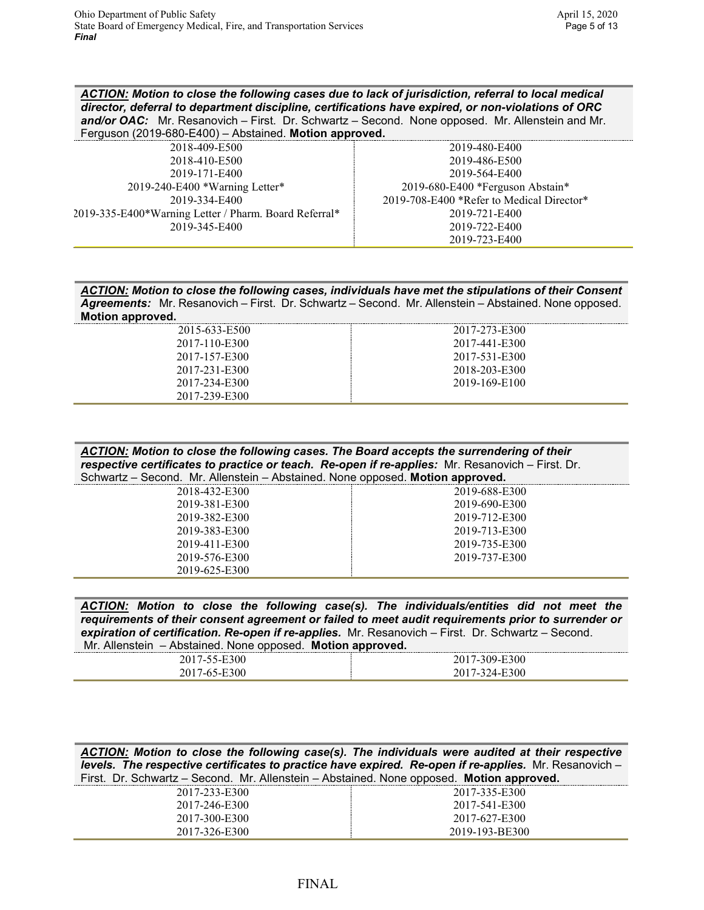***ACTION:*** ***Motion to close the following cases due to lack of jurisdiction, referral to local medical director, deferral to department discipline, certifications have expired, or non-violations of ORC and/or OAC:*** Mr. Resanovich – First. Dr. Schwartz – Second. None opposed. Mr. Allenstein and Mr. Ferguson (2019-680-E400) – Abstained. **Motion approved.**

| | |
|---|---|
| 2018-409-E500 | 2019-480-E400 |
| 2018-410-E500 | 2019-486-E500 |
| 2019-171-E400 | 2019-564-E400 |
| 2019-240-E400 *Warning Letter* | 2019-680-E400 *Ferguson Abstain* |
| 2019-334-E400 | 2019-708-E400 *Refer to Medical Director* |
| 2019-335-E400*Warning Letter / Pharm. Board Referral* | 2019-721-E400 |
| 2019-345-E400 | 2019-722-E400 |
| | 2019-723-E400 |

***ACTION:*** ***Motion to close the following cases, individuals have met the stipulations of their Consent Agreements:*** Mr. Resanovich – First. Dr. Schwartz – Second. Mr. Allenstein – Abstained. None opposed. **Motion approved.**

| | |
|---|---|
| 2015-633-E500 | 2017-273-E300 |
| 2017-110-E300 | 2017-441-E300 |
| 2017-157-E300 | 2017-531-E300 |
| 2017-231-E300 | 2018-203-E300 |
| 2017-234-E300 | 2019-169-E100 |
| 2017-239-E300 | |

***ACTION:*** ***Motion to close the following cases. The Board accepts the surrendering of their respective certificates to practice or teach. Re-open if re-applies:*** Mr. Resanovich – First. Dr. Schwartz – Second. Mr. Allenstein – Abstained. None opposed. **Motion approved.**

| | |
|---|---|
| 2018-432-E300 | 2019-688-E300 |
| 2019-381-E300 | 2019-690-E300 |
| 2019-382-E300 | 2019-712-E300 |
| 2019-383-E300 | 2019-713-E300 |
| 2019-411-E300 | 2019-735-E300 |
| 2019-576-E300 | 2019-737-E300 |
| 2019-625-E300 | |

***ACTION:*** ***Motion to close the following case(s). The individuals/entities did not meet the requirements of their consent agreement or failed to meet audit requirements prior to surrender or expiration of certification. Re-open if re-applies.*** Mr. Resanovich – First. Dr. Schwartz – Second. Mr. Allenstein – Abstained. None opposed. **Motion approved.**

| | |
|---|---|
| 2017-55-E300 | 2017-309-E300 |
| 2017-65-E300 | 2017-324-E300 |

***ACTION:*** ***Motion to close the following case(s). The individuals were audited at their respective levels. The respective certificates to practice have expired. Re-open if re-applies.*** Mr. Resanovich – First. Dr. Schwartz – Second. Mr. Allenstein – Abstained. None opposed. **Motion approved.**

| | |
|---|---|
| 2017-233-E300 | 2017-335-E300 |
| 2017-246-E300 | 2017-541-E300 |
| 2017-300-E300 | 2017-627-E300 |
| 2017-326-E300 | 2019-193-BE300 |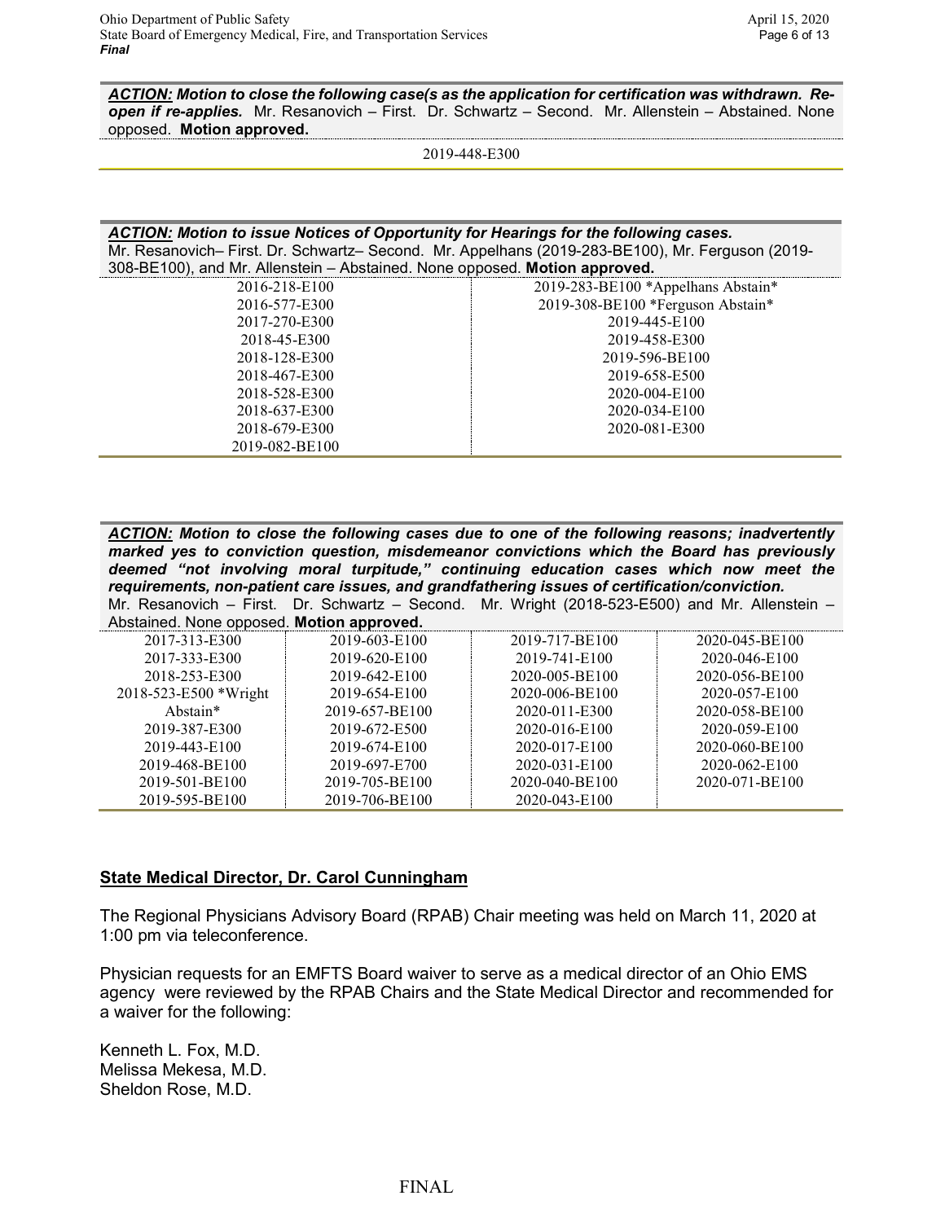***ACTION:*** ***Motion to close the following case(s as the application for certification was withdrawn. Re-open if re-applies.*** Mr. Resanovich – First. Dr. Schwartz – Second. Mr. Allenstein – Abstained. None opposed. **Motion approved.**

2019-448-E300

***ACTION:*** ***Motion to issue Notices of Opportunity for Hearings for the following cases.***
Mr. Resanovich– First. Dr. Schwartz– Second. Mr. Appelhans (2019-283-BE100), Mr. Ferguson (2019-308-BE100), and Mr. Allenstein – Abstained. None opposed. **Motion approved.**

| | |
|---|---|
| 2016-218-E100 | 2019-283-BE100 *Appelhans Abstain* |
| 2016-577-E300 | 2019-308-BE100 *Ferguson Abstain* |
| 2017-270-E300 | 2019-445-E100 |
| 2018-45-E300 | 2019-458-E300 |
| 2018-128-E300 | 2019-596-BE100 |
| 2018-467-E300 | 2019-658-E500 |
| 2018-528-E300 | 2020-004-E100 |
| 2018-637-E300 | 2020-034-E100 |
| 2018-679-E300 | 2020-081-E300 |
| 2019-082-BE100 | |

***ACTION:*** ***Motion to close the following cases due to one of the following reasons; inadvertently marked yes to conviction question, misdemeanor convictions which the Board has previously deemed "not involving moral turpitude," continuing education cases which now meet the requirements, non-patient care issues, and grandfathering issues of certification/conviction.***
Mr. Resanovich – First. Dr. Schwartz – Second. Mr. Wright (2018-523-E500) and Mr. Allenstein – Abstained. None opposed. **Motion approved.**

| | | | |
|---|---|---|---|
| 2017-313-E300 | 2019-603-E100 | 2019-717-BE100 | 2020-045-BE100 |
| 2017-333-E300 | 2019-620-E100 | 2019-741-E100 | 2020-046-E100 |
| 2018-253-E300 | 2019-642-E100 | 2020-005-BE100 | 2020-056-BE100 |
| 2018-523-E500 *Wright Abstain* | 2019-654-E100 | 2020-006-BE100 | 2020-057-E100 |
| | 2019-657-BE100 | 2020-011-E300 | 2020-058-BE100 |
| 2019-387-E300 | 2019-672-E500 | 2020-016-E100 | 2020-059-E100 |
| 2019-443-E100 | 2019-674-E100 | 2020-017-E100 | 2020-060-BE100 |
| 2019-468-BE100 | 2019-697-E700 | 2020-031-E100 | 2020-062-E100 |
| 2019-501-BE100 | 2019-705-BE100 | 2020-040-BE100 | 2020-071-BE100 |
| 2019-595-BE100 | 2019-706-BE100 | 2020-043-E100 | |

## State Medical Director, Dr. Carol Cunningham

The Regional Physicians Advisory Board (RPAB) Chair meeting was held on March 11, 2020 at 1:00 pm via teleconference.

Physician requests for an EMFTS Board waiver to serve as a medical director of an Ohio EMS agency were reviewed by the RPAB Chairs and the State Medical Director and recommended for a waiver for the following:

Kenneth L. Fox, M.D.
Melissa Mekesa, M.D.
Sheldon Rose, M.D.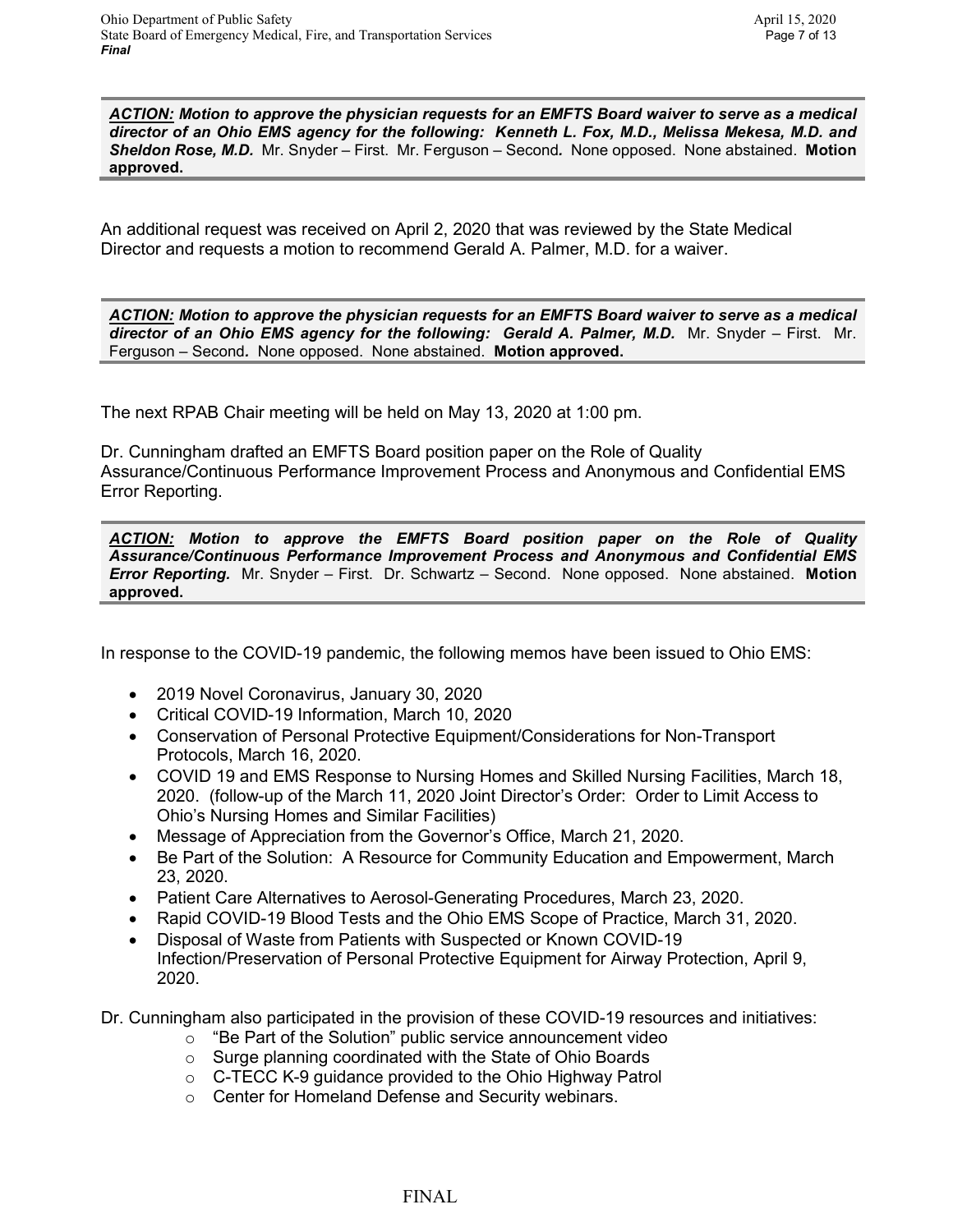***ACTION:*** ***Motion to approve the physician requests for an EMFTS Board waiver to serve as a medical director of an Ohio EMS agency for the following: Kenneth L. Fox, M.D., Melissa Mekesa, M.D. and Sheldon Rose, M.D.*** Mr. Snyder – First. Mr. Ferguson – Second*.* None opposed. None abstained. **Motion approved.**

An additional request was received on April 2, 2020 that was reviewed by the State Medical Director and requests a motion to recommend Gerald A. Palmer, M.D. for a waiver.

***ACTION:*** ***Motion to approve the physician requests for an EMFTS Board waiver to serve as a medical director of an Ohio EMS agency for the following: Gerald A. Palmer, M.D.*** Mr. Snyder – First. Mr. Ferguson – Second*.* None opposed. None abstained. **Motion approved.**

The next RPAB Chair meeting will be held on May 13, 2020 at 1:00 pm.

Dr. Cunningham drafted an EMFTS Board position paper on the Role of Quality Assurance/Continuous Performance Improvement Process and Anonymous and Confidential EMS Error Reporting.

***ACTION:*** ***Motion to approve the EMFTS Board position paper on the Role of Quality Assurance/Continuous Performance Improvement Process and Anonymous and Confidential EMS Error Reporting.*** Mr. Snyder – First. Dr. Schwartz – Second. None opposed. None abstained. **Motion approved.**

In response to the COVID-19 pandemic, the following memos have been issued to Ohio EMS:

- 2019 Novel Coronavirus, January 30, 2020
- Critical COVID-19 Information, March 10, 2020
- Conservation of Personal Protective Equipment/Considerations for Non-Transport Protocols, March 16, 2020.
- COVID 19 and EMS Response to Nursing Homes and Skilled Nursing Facilities, March 18, 2020. (follow-up of the March 11, 2020 Joint Director's Order: Order to Limit Access to Ohio's Nursing Homes and Similar Facilities)
- Message of Appreciation from the Governor's Office, March 21, 2020.
- Be Part of the Solution: A Resource for Community Education and Empowerment, March 23, 2020.
- Patient Care Alternatives to Aerosol-Generating Procedures, March 23, 2020.
- Rapid COVID-19 Blood Tests and the Ohio EMS Scope of Practice, March 31, 2020.
- Disposal of Waste from Patients with Suspected or Known COVID-19 Infection/Preservation of Personal Protective Equipment for Airway Protection, April 9, 2020.

Dr. Cunningham also participated in the provision of these COVID-19 resources and initiatives:

- "Be Part of the Solution" public service announcement video
- Surge planning coordinated with the State of Ohio Boards
- C-TECC K-9 guidance provided to the Ohio Highway Patrol
- Center for Homeland Defense and Security webinars.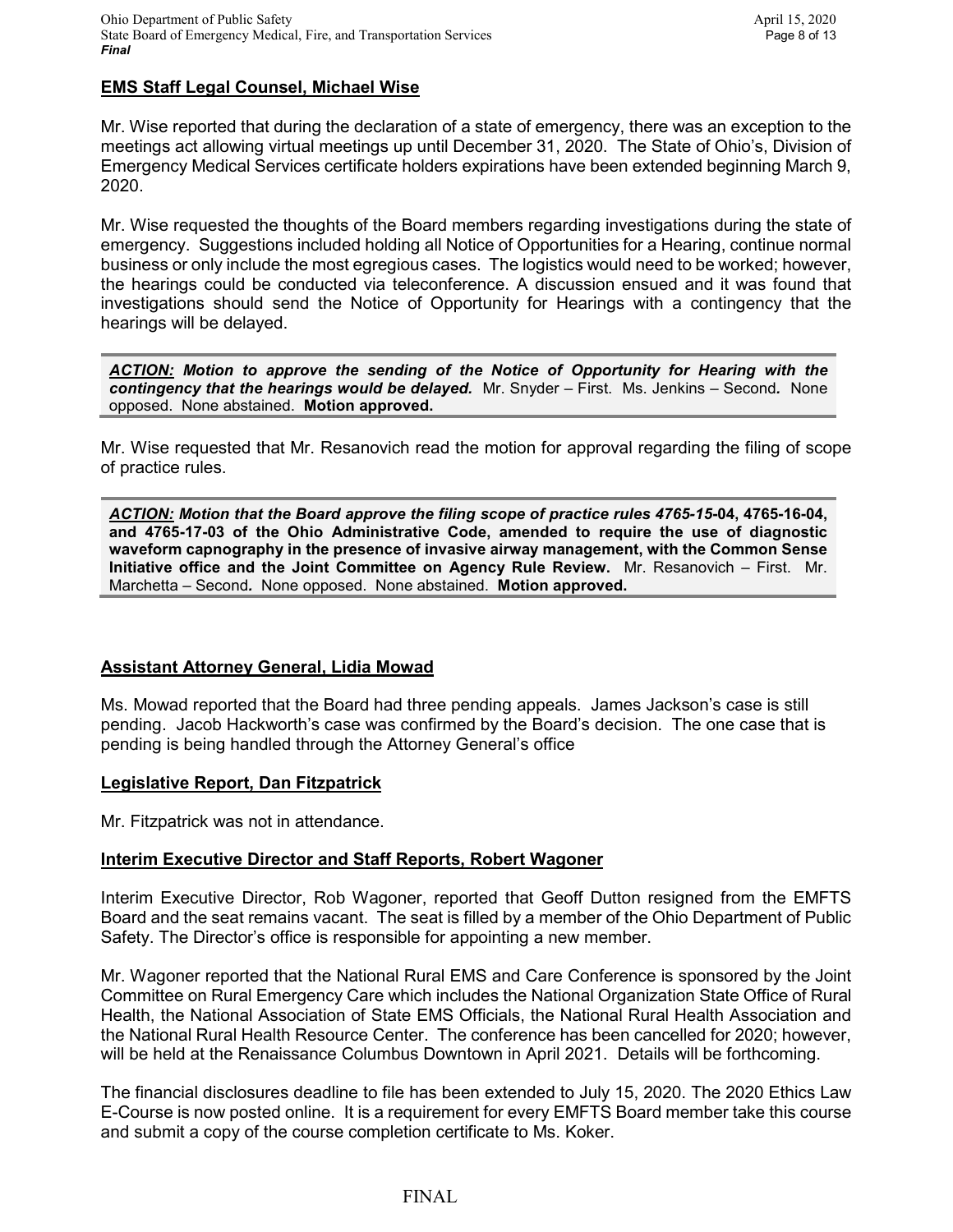## EMS Staff Legal Counsel, Michael Wise

Mr. Wise reported that during the declaration of a state of emergency, there was an exception to the meetings act allowing virtual meetings up until December 31, 2020. The State of Ohio's, Division of Emergency Medical Services certificate holders expirations have been extended beginning March 9, 2020.

Mr. Wise requested the thoughts of the Board members regarding investigations during the state of emergency. Suggestions included holding all Notice of Opportunities for a Hearing, continue normal business or only include the most egregious cases. The logistics would need to be worked; however, the hearings could be conducted via teleconference. A discussion ensued and it was found that investigations should send the Notice of Opportunity for Hearings with a contingency that the hearings will be delayed.

> ***ACTION:*** ***Motion to approve the sending of the Notice of Opportunity for Hearing with the contingency that the hearings would be delayed.*** Mr. Snyder – First. Ms. Jenkins – Second. None opposed. None abstained. **Motion approved.**

Mr. Wise requested that Mr. Resanovich read the motion for approval regarding the filing of scope of practice rules.

> ***ACTION:*** ***Motion that the Board approve the filing scope of practice rules 4765-15-04, 4765-16-04, and 4765-17-03 of the Ohio Administrative Code, amended to require the use of diagnostic waveform capnography in the presence of invasive airway management, with the Common Sense Initiative office and the Joint Committee on Agency Rule Review.*** Mr. Resanovich – First. Mr. Marchetta – Second. None opposed. None abstained. **Motion approved.**

## Assistant Attorney General, Lidia Mowad

Ms. Mowad reported that the Board had three pending appeals. James Jackson's case is still pending. Jacob Hackworth's case was confirmed by the Board's decision. The one case that is pending is being handled through the Attorney General's office

## Legislative Report, Dan Fitzpatrick

Mr. Fitzpatrick was not in attendance.

## Interim Executive Director and Staff Reports, Robert Wagoner

Interim Executive Director, Rob Wagoner, reported that Geoff Dutton resigned from the EMFTS Board and the seat remains vacant. The seat is filled by a member of the Ohio Department of Public Safety. The Director's office is responsible for appointing a new member.

Mr. Wagoner reported that the National Rural EMS and Care Conference is sponsored by the Joint Committee on Rural Emergency Care which includes the National Organization State Office of Rural Health, the National Association of State EMS Officials, the National Rural Health Association and the National Rural Health Resource Center. The conference has been cancelled for 2020; however, will be held at the Renaissance Columbus Downtown in April 2021. Details will be forthcoming.

The financial disclosures deadline to file has been extended to July 15, 2020. The 2020 Ethics Law E-Course is now posted online. It is a requirement for every EMFTS Board member take this course and submit a copy of the course completion certificate to Ms. Koker.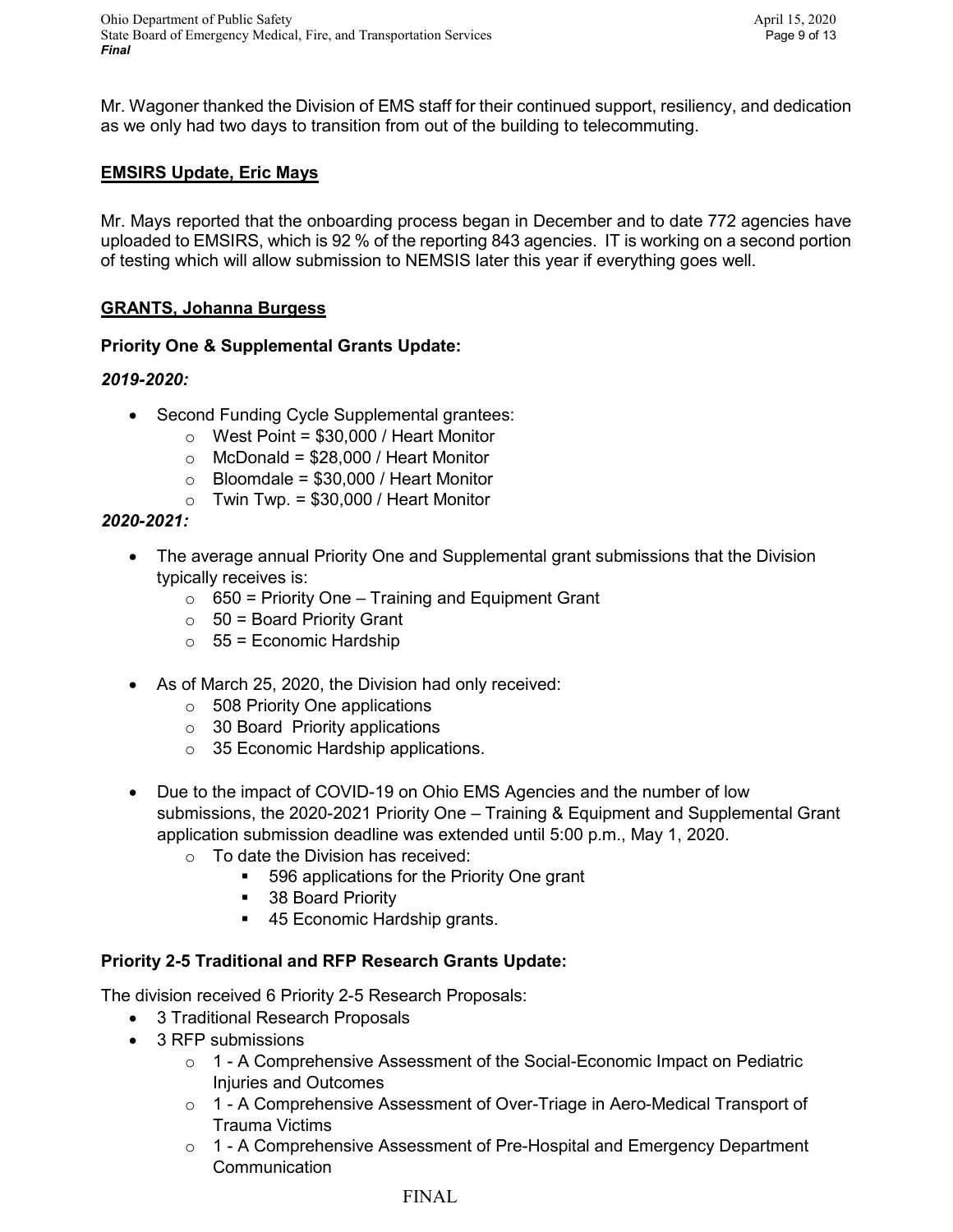Mr. Wagoner thanked the Division of EMS staff for their continued support, resiliency, and dedication as we only had two days to transition from out of the building to telecommuting.

## <u>EMSIRS Update, Eric Mays</u>

Mr. Mays reported that the onboarding process began in December and to date 772 agencies have uploaded to EMSIRS, which is 92 % of the reporting 843 agencies. IT is working on a second portion of testing which will allow submission to NEMSIS later this year if everything goes well.

## <u>GRANTS, Johanna Burgess</u>

### Priority One & Supplemental Grants Update:

***2019-2020:***

- Second Funding Cycle Supplemental grantees:
  - West Point = $30,000 / Heart Monitor
  - McDonald = $28,000 / Heart Monitor
  - Bloomdale = $30,000 / Heart Monitor
  - Twin Twp. = $30,000 / Heart Monitor

***2020-2021:***

- The average annual Priority One and Supplemental grant submissions that the Division typically receives is:
  - 650 = Priority One – Training and Equipment Grant
  - 50 = Board Priority Grant
  - 55 = Economic Hardship

- As of March 25, 2020, the Division had only received:
  - 508 Priority One applications
  - 30 Board Priority applications
  - 35 Economic Hardship applications.

- Due to the impact of COVID-19 on Ohio EMS Agencies and the number of low submissions, the 2020-2021 Priority One – Training & Equipment and Supplemental Grant application submission deadline was extended until 5:00 p.m., May 1, 2020.
  - To date the Division has received:
    - 596 applications for the Priority One grant
    - 38 Board Priority
    - 45 Economic Hardship grants.

### Priority 2-5 Traditional and RFP Research Grants Update:

The division received 6 Priority 2-5 Research Proposals:

- 3 Traditional Research Proposals
- 3 RFP submissions
  - 1 - A Comprehensive Assessment of the Social-Economic Impact on Pediatric Injuries and Outcomes
  - 1 - A Comprehensive Assessment of Over-Triage in Aero-Medical Transport of Trauma Victims
  - 1 - A Comprehensive Assessment of Pre-Hospital and Emergency Department Communication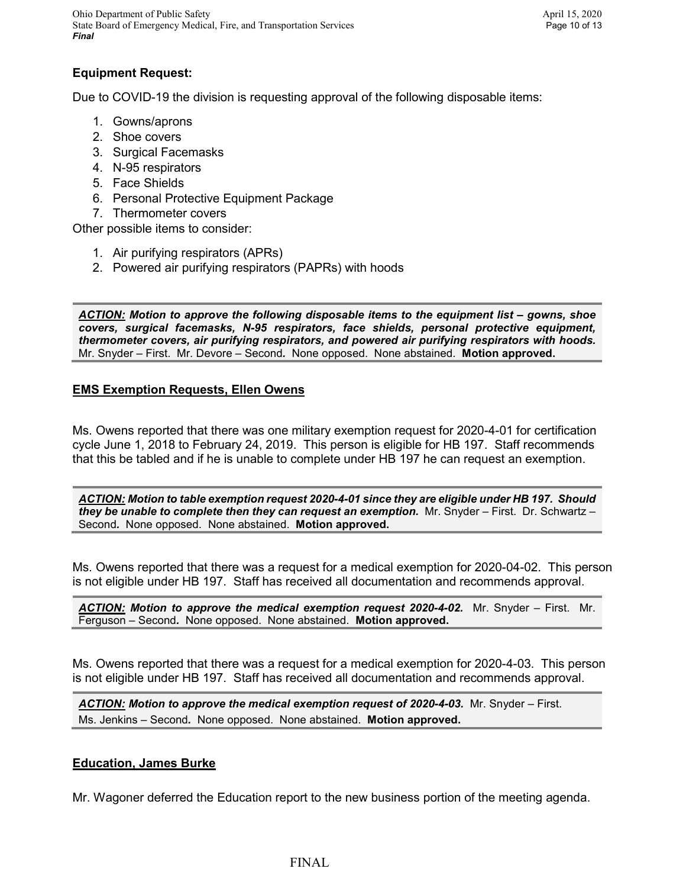**Equipment Request:**

Due to COVID-19 the division is requesting approval of the following disposable items:

1. Gowns/aprons
2. Shoe covers
3. Surgical Facemasks
4. N-95 respirators
5. Face Shields
6. Personal Protective Equipment Package
7. Thermometer covers

Other possible items to consider:

1. Air purifying respirators (APRs)
2. Powered air purifying respirators (PAPRs) with hoods

***ACTION:* Motion to approve the following disposable items to the equipment list – gowns, shoe covers, surgical facemasks, N-95 respirators, face shields, personal protective equipment, thermometer covers, air purifying respirators, and powered air purifying respirators with hoods.** Mr. Snyder – First. Mr. Devore – Second. None opposed. None abstained. **Motion approved.**

## EMS Exemption Requests, Ellen Owens

Ms. Owens reported that there was one military exemption request for 2020-4-01 for certification cycle June 1, 2018 to February 24, 2019. This person is eligible for HB 197. Staff recommends that this be tabled and if he is unable to complete under HB 197 he can request an exemption.

***ACTION:* Motion to table exemption request 2020-4-01 since they are eligible under HB 197. Should they be unable to complete then they can request an exemption.** Mr. Snyder – First. Dr. Schwartz – Second. None opposed. None abstained. **Motion approved.**

Ms. Owens reported that there was a request for a medical exemption for 2020-04-02. This person is not eligible under HB 197. Staff has received all documentation and recommends approval.

***ACTION:* Motion to approve the medical exemption request 2020-4-02.** Mr. Snyder – First. Mr. Ferguson – Second. None opposed. None abstained. **Motion approved.**

Ms. Owens reported that there was a request for a medical exemption for 2020-4-03. This person is not eligible under HB 197. Staff has received all documentation and recommends approval.

***ACTION:* Motion to approve the medical exemption request of 2020-4-03.** Mr. Snyder – First. Ms. Jenkins – Second. None opposed. None abstained. **Motion approved.**

## Education, James Burke

Mr. Wagoner deferred the Education report to the new business portion of the meeting agenda.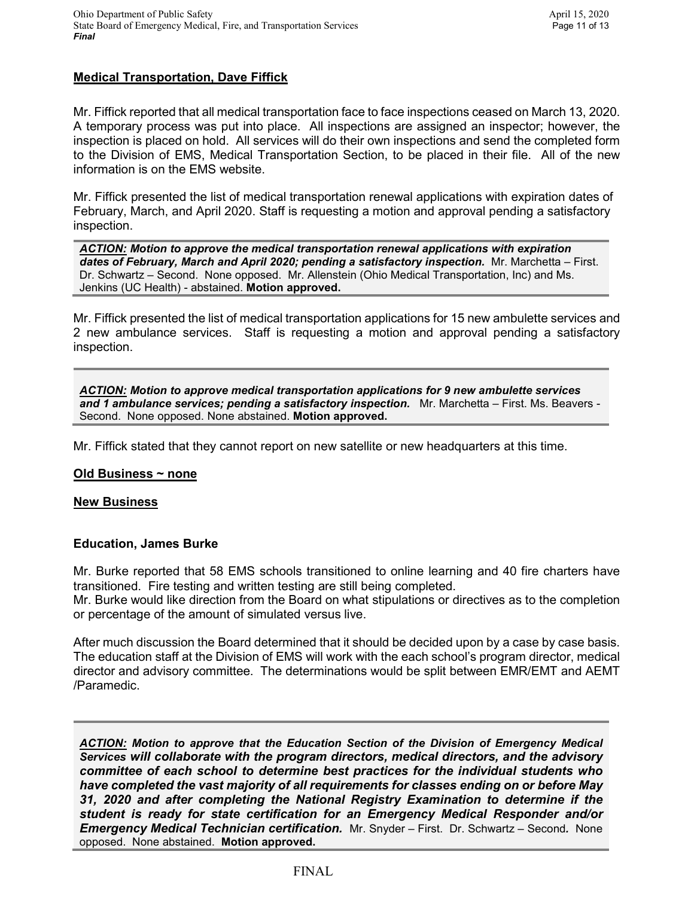**Medical Transportation, Dave Fiffick**

Mr. Fiffick reported that all medical transportation face to face inspections ceased on March 13, 2020. A temporary process was put into place. All inspections are assigned an inspector; however, the inspection is placed on hold. All services will do their own inspections and send the completed form to the Division of EMS, Medical Transportation Section, to be placed in their file. All of the new information is on the EMS website.

Mr. Fiffick presented the list of medical transportation renewal applications with expiration dates of February, March, and April 2020. Staff is requesting a motion and approval pending a satisfactory inspection.

> ***ACTION:*** ***Motion to approve the medical transportation renewal applications with expiration dates of February, March and April 2020; pending a satisfactory inspection.*** Mr. Marchetta – First. Dr. Schwartz – Second. None opposed. Mr. Allenstein (Ohio Medical Transportation, Inc) and Ms. Jenkins (UC Health) - abstained. **Motion approved.**

Mr. Fiffick presented the list of medical transportation applications for 15 new ambulette services and 2 new ambulance services. Staff is requesting a motion and approval pending a satisfactory inspection.

> ***ACTION:*** ***Motion to approve medical transportation applications for 9 new ambulette services and 1 ambulance services; pending a satisfactory inspection.*** Mr. Marchetta – First. Ms. Beavers - Second. None opposed. None abstained. **Motion approved.**

Mr. Fiffick stated that they cannot report on new satellite or new headquarters at this time.

**Old Business ~ none**

**New Business**

**Education, James Burke**

Mr. Burke reported that 58 EMS schools transitioned to online learning and 40 fire charters have transitioned. Fire testing and written testing are still being completed.
Mr. Burke would like direction from the Board on what stipulations or directives as to the completion or percentage of the amount of simulated versus live.

After much discussion the Board determined that it should be decided upon by a case by case basis. The education staff at the Division of EMS will work with the each school's program director, medical director and advisory committee. The determinations would be split between EMR/EMT and AEMT /Paramedic.

> ***ACTION:*** ***Motion to approve that the Education Section of the Division of Emergency Medical Services will collaborate with the program directors, medical directors, and the advisory committee of each school to determine best practices for the individual students who have completed the vast majority of all requirements for classes ending on or before May 31, 2020 and after completing the National Registry Examination to determine if the student is ready for state certification for an Emergency Medical Responder and/or Emergency Medical Technician certification.*** Mr. Snyder – First. Dr. Schwartz – Second. None opposed. None abstained. **Motion approved.**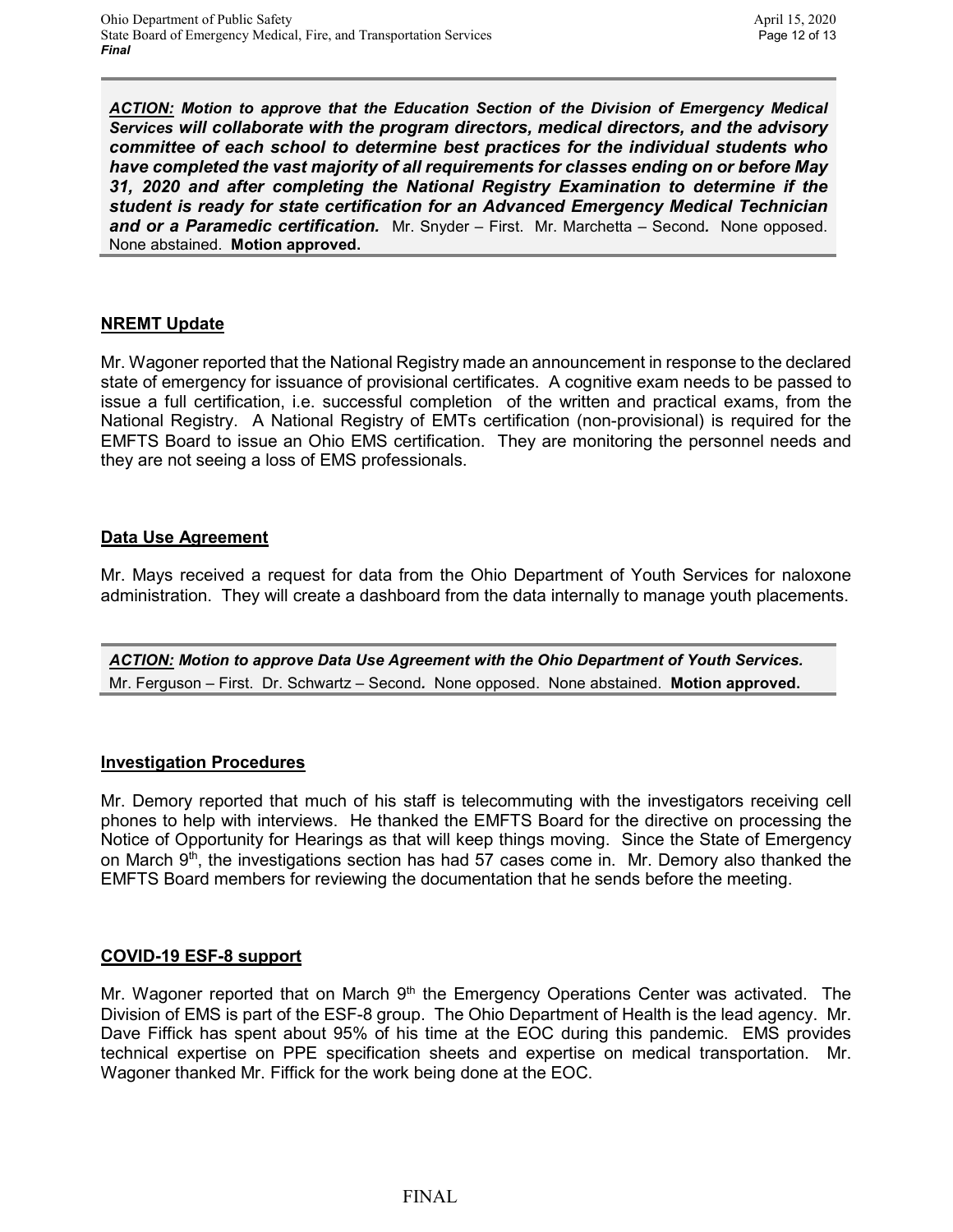***ACTION:*** ***Motion to approve that the Education Section of the Division of Emergency Medical Services will collaborate with the program directors, medical directors, and the advisory committee of each school to determine best practices for the individual students who have completed the vast majority of all requirements for classes ending on or before May 31, 2020 and after completing the National Registry Examination to determine if the student is ready for state certification for an Advanced Emergency Medical Technician and or a Paramedic certification.*** Mr. Snyder – First. Mr. Marchetta – Second. None opposed. None abstained. **Motion approved.**

## NREMT Update

Mr. Wagoner reported that the National Registry made an announcement in response to the declared state of emergency for issuance of provisional certificates. A cognitive exam needs to be passed to issue a full certification, i.e. successful completion of the written and practical exams, from the National Registry. A National Registry of EMTs certification (non-provisional) is required for the EMFTS Board to issue an Ohio EMS certification. They are monitoring the personnel needs and they are not seeing a loss of EMS professionals.

## Data Use Agreement

Mr. Mays received a request for data from the Ohio Department of Youth Services for naloxone administration. They will create a dashboard from the data internally to manage youth placements.

***ACTION:*** ***Motion to approve Data Use Agreement with the Ohio Department of Youth Services.*** Mr. Ferguson – First. Dr. Schwartz – Second. None opposed. None abstained. **Motion approved.**

## Investigation Procedures

Mr. Demory reported that much of his staff is telecommuting with the investigators receiving cell phones to help with interviews. He thanked the EMFTS Board for the directive on processing the Notice of Opportunity for Hearings as that will keep things moving. Since the State of Emergency on March 9th, the investigations section has had 57 cases come in. Mr. Demory also thanked the EMFTS Board members for reviewing the documentation that he sends before the meeting.

## COVID-19 ESF-8 support

Mr. Wagoner reported that on March 9th the Emergency Operations Center was activated. The Division of EMS is part of the ESF-8 group. The Ohio Department of Health is the lead agency. Mr. Dave Fiffick has spent about 95% of his time at the EOC during this pandemic. EMS provides technical expertise on PPE specification sheets and expertise on medical transportation. Mr. Wagoner thanked Mr. Fiffick for the work being done at the EOC.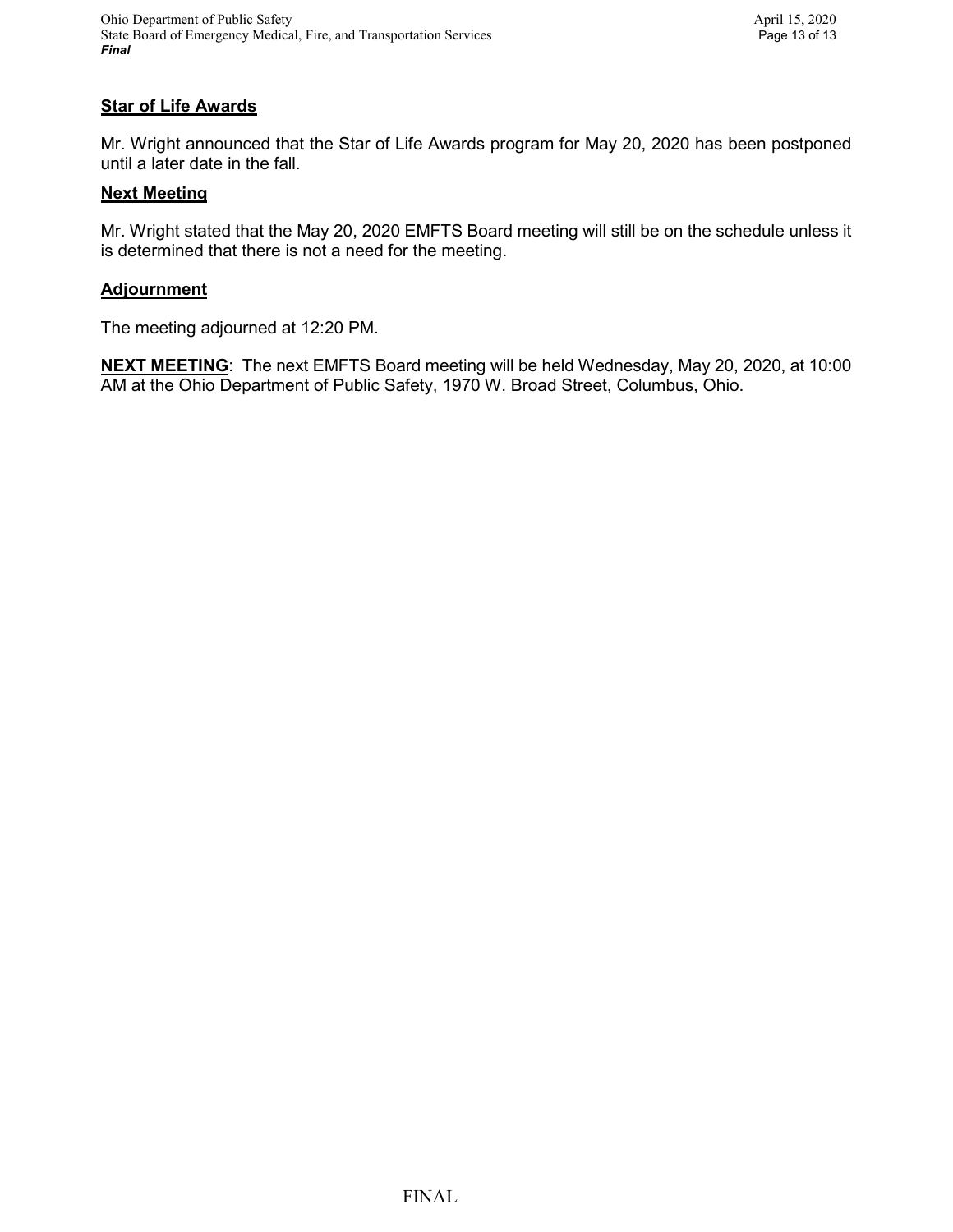**Star of Life Awards**

Mr. Wright announced that the Star of Life Awards program for May 20, 2020 has been postponed until a later date in the fall.

**Next Meeting**

Mr. Wright stated that the May 20, 2020 EMFTS Board meeting will still be on the schedule unless it is determined that there is not a need for the meeting.

**Adjournment**

The meeting adjourned at 12:20 PM.

**NEXT MEETING**: The next EMFTS Board meeting will be held Wednesday, May 20, 2020, at 10:00 AM at the Ohio Department of Public Safety, 1970 W. Broad Street, Columbus, Ohio.